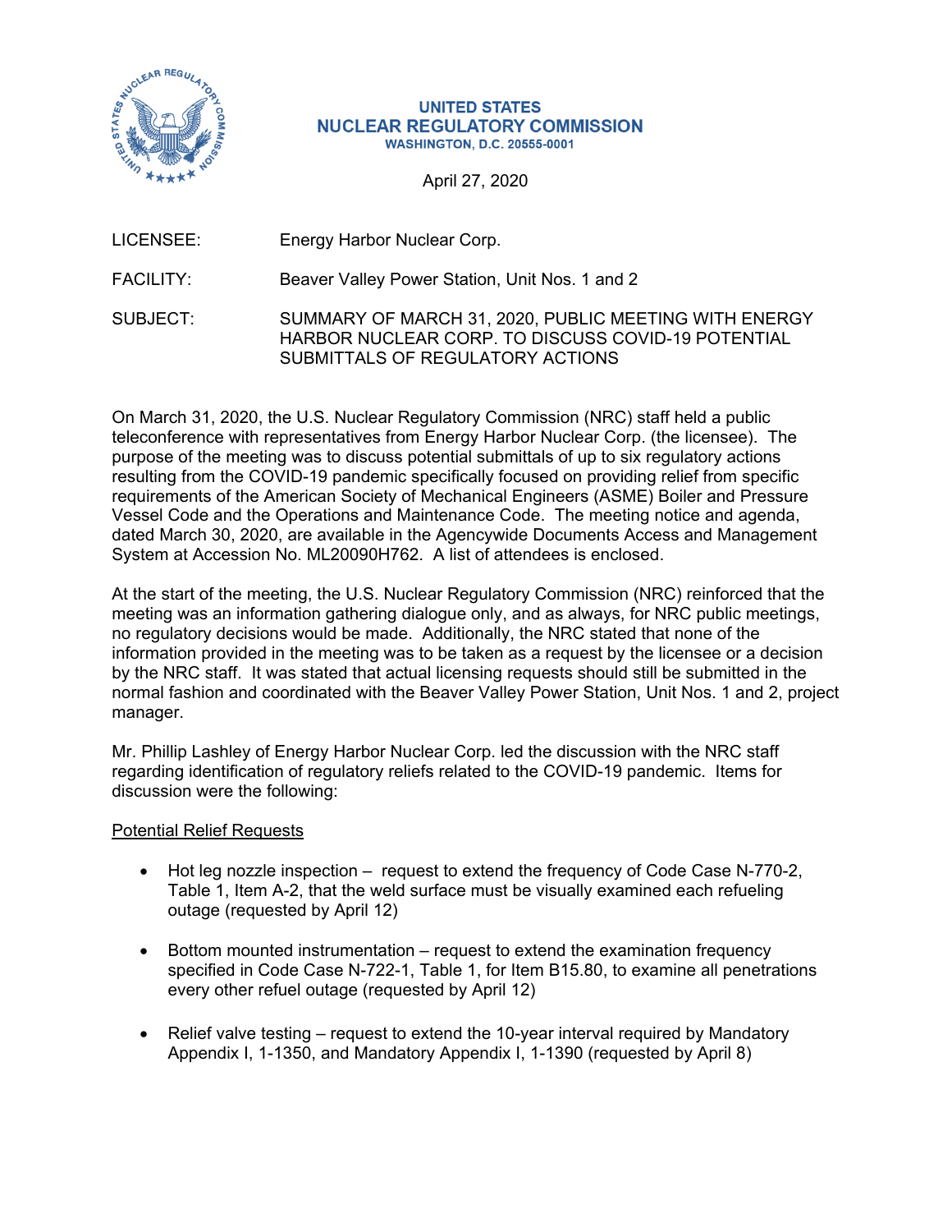UNITED STATES
NUCLEAR REGULATORY COMMISSION
WASHINGTON, D.C. 20555-0001

April 27, 2020

LICENSEE: Energy Harbor Nuclear Corp.

FACILITY: Beaver Valley Power Station, Unit Nos. 1 and 2

SUBJECT: SUMMARY OF MARCH 31, 2020, PUBLIC MEETING WITH ENERGY HARBOR NUCLEAR CORP. TO DISCUSS COVID-19 POTENTIAL SUBMITTALS OF REGULATORY ACTIONS

On March 31, 2020, the U.S. Nuclear Regulatory Commission (NRC) staff held a public teleconference with representatives from Energy Harbor Nuclear Corp. (the licensee). The purpose of the meeting was to discuss potential submittals of up to six regulatory actions resulting from the COVID-19 pandemic specifically focused on providing relief from specific requirements of the American Society of Mechanical Engineers (ASME) Boiler and Pressure Vessel Code and the Operations and Maintenance Code. The meeting notice and agenda, dated March 30, 2020, are available in the Agencywide Documents Access and Management System at Accession No. ML20090H762. A list of attendees is enclosed.

At the start of the meeting, the U.S. Nuclear Regulatory Commission (NRC) reinforced that the meeting was an information gathering dialogue only, and as always, for NRC public meetings, no regulatory decisions would be made. Additionally, the NRC stated that none of the information provided in the meeting was to be taken as a request by the licensee or a decision by the NRC staff. It was stated that actual licensing requests should still be submitted in the normal fashion and coordinated with the Beaver Valley Power Station, Unit Nos. 1 and 2, project manager.

Mr. Phillip Lashley of Energy Harbor Nuclear Corp. led the discussion with the NRC staff regarding identification of regulatory reliefs related to the COVID-19 pandemic. Items for discussion were the following:

Potential Relief Requests

- Hot leg nozzle inspection – request to extend the frequency of Code Case N-770-2, Table 1, Item A-2, that the weld surface must be visually examined each refueling outage (requested by April 12)
- Bottom mounted instrumentation – request to extend the examination frequency specified in Code Case N-722-1, Table 1, for Item B15.80, to examine all penetrations every other refuel outage (requested by April 12)
- Relief valve testing – request to extend the 10-year interval required by Mandatory Appendix I, 1-1350, and Mandatory Appendix I, 1-1390 (requested by April 8)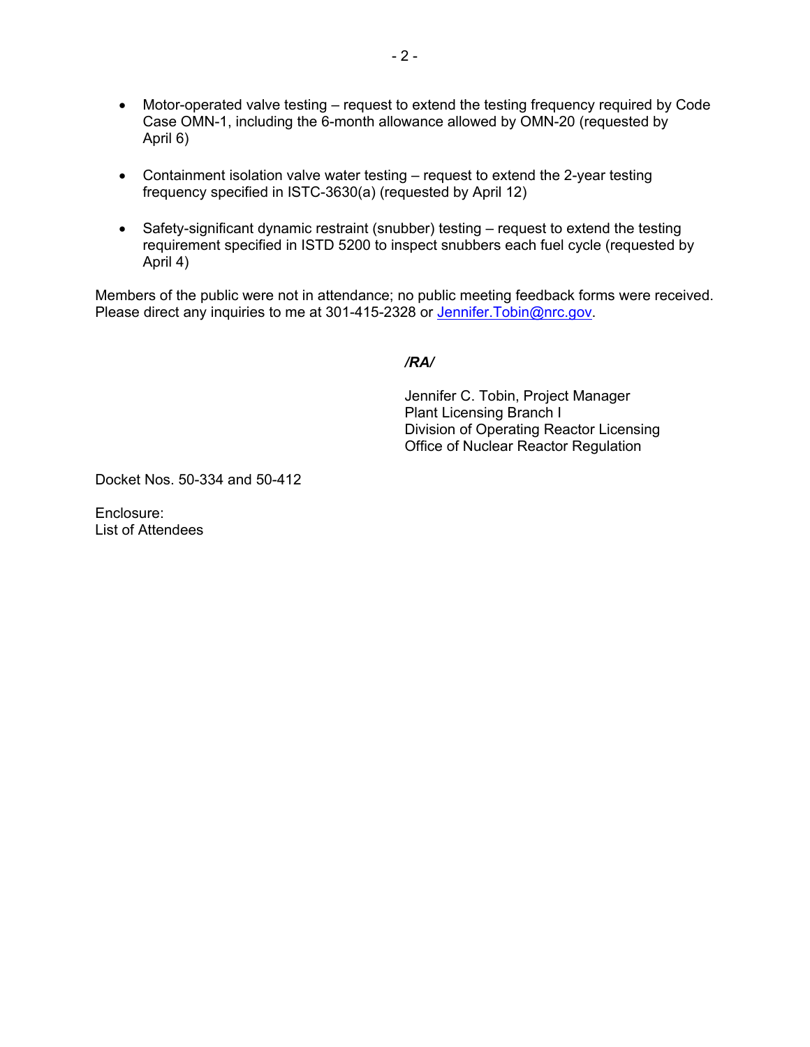- Motor-operated valve testing – request to extend the testing frequency required by Code Case OMN-1, including the 6-month allowance allowed by OMN-20 (requested by April 6)

- Containment isolation valve water testing – request to extend the 2-year testing frequency specified in ISTC-3630(a) (requested by April 12)

- Safety-significant dynamic restraint (snubber) testing – request to extend the testing requirement specified in ISTD 5200 to inspect snubbers each fuel cycle (requested by April 4)

Members of the public were not in attendance; no public meeting feedback forms were received. Please direct any inquiries to me at 301-415-2328 or Jennifer.Tobin@nrc.gov.

*/RA/*

Jennifer C. Tobin, Project Manager
Plant Licensing Branch I
Division of Operating Reactor Licensing
Office of Nuclear Reactor Regulation

Docket Nos. 50-334 and 50-412

Enclosure:
List of Attendees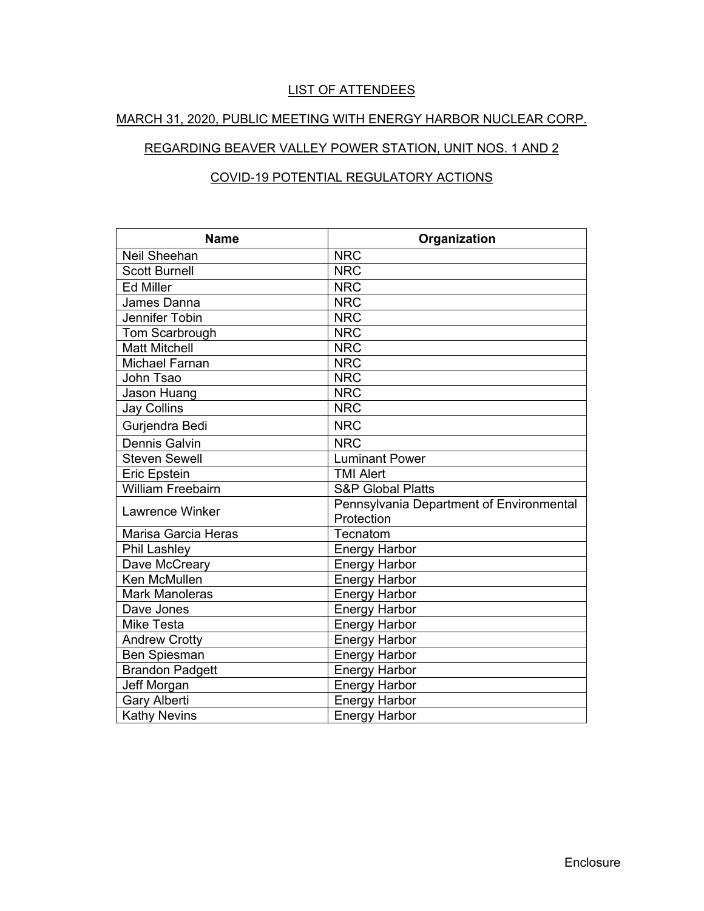LIST OF ATTENDEES

MARCH 31, 2020, PUBLIC MEETING WITH ENERGY HARBOR NUCLEAR CORP.

REGARDING BEAVER VALLEY POWER STATION, UNIT NOS. 1 AND 2

COVID-19 POTENTIAL REGULATORY ACTIONS

| Name | Organization |
|---|---|
| Neil Sheehan | NRC |
| Scott Burnell | NRC |
| Ed Miller | NRC |
| James Danna | NRC |
| Jennifer Tobin | NRC |
| Tom Scarbrough | NRC |
| Matt Mitchell | NRC |
| Michael Farnan | NRC |
| John Tsao | NRC |
| Jason Huang | NRC |
| Jay Collins | NRC |
| Gurjendra Bedi | NRC |
| Dennis Galvin | NRC |
| Steven Sewell | Luminant Power |
| Eric Epstein | TMI Alert |
| William Freebairn | S&P Global Platts |
| Lawrence Winker | Pennsylvania Department of Environmental Protection |
| Marisa Garcia Heras | Tecnatom |
| Phil Lashley | Energy Harbor |
| Dave McCreary | Energy Harbor |
| Ken McMullen | Energy Harbor |
| Mark Manoleras | Energy Harbor |
| Dave Jones | Energy Harbor |
| Mike Testa | Energy Harbor |
| Andrew Crotty | Energy Harbor |
| Ben Spiesman | Energy Harbor |
| Brandon Padgett | Energy Harbor |
| Jeff Morgan | Energy Harbor |
| Gary Alberti | Energy Harbor |
| Kathy Nevins | Energy Harbor |

Enclosure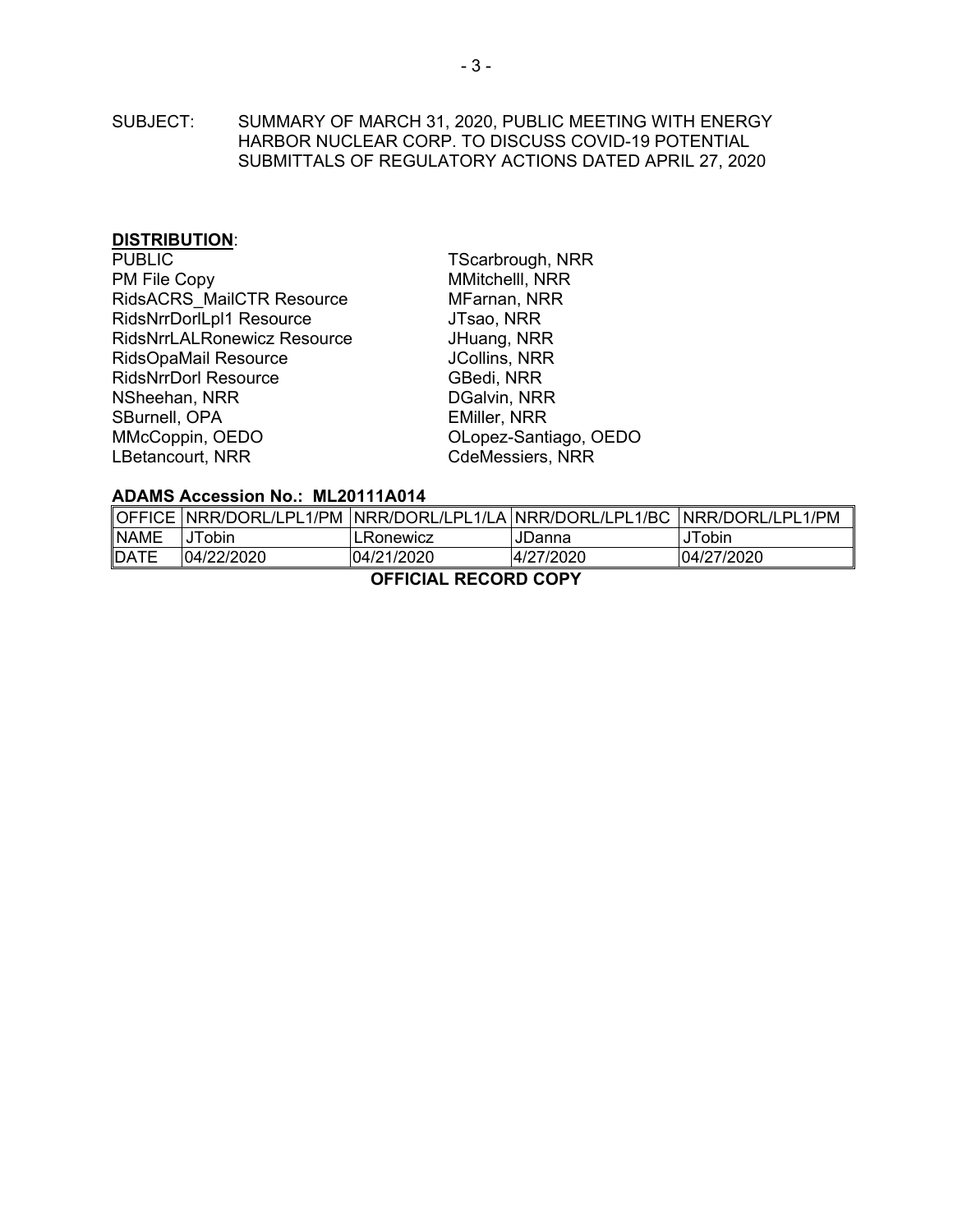SUBJECT: SUMMARY OF MARCH 31, 2020, PUBLIC MEETING WITH ENERGY HARBOR NUCLEAR CORP. TO DISCUSS COVID-19 POTENTIAL SUBMITTALS OF REGULATORY ACTIONS DATED APRIL 27, 2020

**DISTRIBUTION**:

PUBLIC
PM File Copy
RidsACRS_MailCTR Resource
RidsNrrDorlLpl1 Resource
RidsNrrLALRonewicz Resource
RidsOpaMail Resource
RidsNrrDorl Resource
NSheehan, NRR
SBurnell, OPA
MMcCoppin, OEDO
LBetancourt, NRR
TScarbrough, NRR
MMitchelll, NRR
MFarnan, NRR
JTsao, NRR
JHuang, NRR
JCollins, NRR
GBedi, NRR
DGalvin, NRR
EMiller, NRR
OLopez-Santiago, OEDO
CdeMessiers, NRR

**ADAMS Accession No.: ML20111A014**

| OFFICE | NRR/DORL/LPL1/PM | NRR/DORL/LPL1/LA | NRR/DORL/LPL1/BC | NRR/DORL/LPL1/PM |
|---|---|---|---|---|
| NAME | JTobin | LRonewicz | JDanna | JTobin |
| DATE | 04/22/2020 | 04/21/2020 | 4/27/2020 | 04/27/2020 |

**OFFICIAL RECORD COPY**